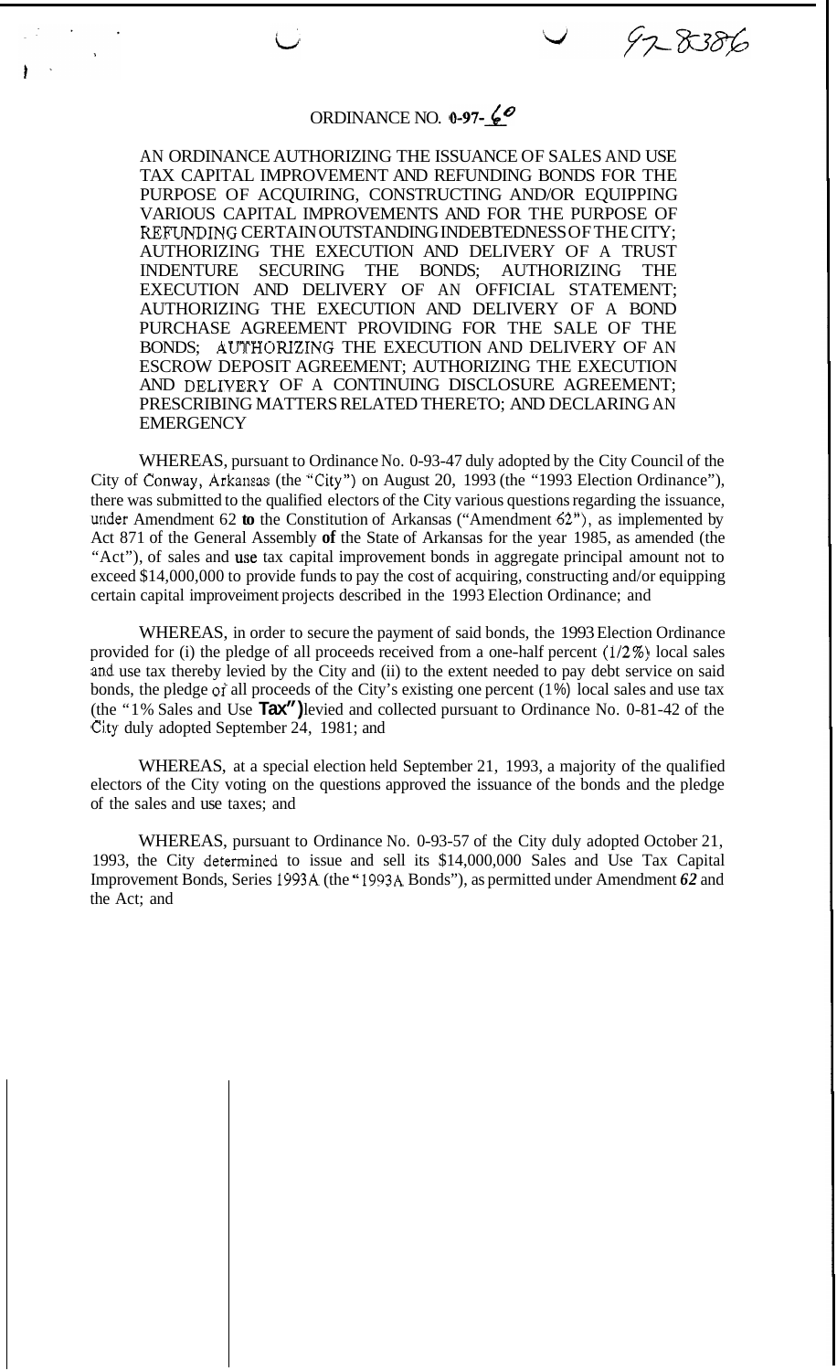97-83386

# ORDINANCE NO. 0-97-60

AN ORDINANCE AUTHORIZING THE ISSUANCE OF SALES AND USE TAX CAPITAL IMPROVEMENT AND REFUNDING BONDS FOR THE PURPOSE OF ACQUIRING, CONSTRUCTING AND/OR EQUIPPING VARIOUS CAPITAL IMPROVEMENTS AND FOR THE PURPOSE OF REFUNDING CERTAIN OUTSTANDING INDEBTEDNESS OF THE CITY; AUTHORIZING THE EXECUTION AND DELIVERY OF A TRUST INDENTURE SECURING THE BONDS; AUTHORIZING THE EXECUTION AND DELIVERY OF AN OFFICIAL STATEMENT; AUTHORIZING THE EXECUTION AND DELIVERY OF A BOND PURCHASE AGREEMENT PROVIDING FOR THE SALE OF THE BONDS; AUTHORIZING THE EXECUTION AND DELIVERY OF AN ESCROW DEPOSIT AGREEMENT; AUTHORIZING THE EXECUTION AND DELIVERY OF A CONTINUING DISCLOSURE AGREEMENT; PRESCRIBING MATTERS RELATED THERETO; AND DECLARING AN EMERGENCY

WHEREAS, pursuant to Ordinance No. 0-93-47 duly adopted by the City Council of the City of Conway, Arkansas (the "City") on August 20, 1993 (the "1993 Election Ordinance"), there was submitted to the qualified electors of the City various questions regarding the issuance, under Amendment 62 to the Constitution of Arkansas ("Amendment 62"), as implemented by Act 871 of the General Assembly of the State of Arkansas for the year 1985, as amended (the "Act"), of sales and use tax capital improvement bonds in aggregate principal amount not to exceed $14,000,000 to provide funds to pay the cost of acquiring, constructing and/or equipping certain capital improveiment projects described in the 1993 Election Ordinance; and

WHEREAS, in order to secure the payment of said bonds, the 1993 Election Ordinance provided for (i) the pledge of all proceeds received from a one-half percent (1/2%) local sales and use tax thereby levied by the City and (ii) to the extent needed to pay debt service on said bonds, the pledge of all proceeds of the City's existing one percent (1%) local sales and use tax (the "1% Sales and Use Tax") levied and collected pursuant to Ordinance No. 0-81-42 of the City duly adopted September 24, 1981; and

WHEREAS, at a special election held September 21, 1993, a majority of the qualified electors of the City voting on the questions approved the issuance of the bonds and the pledge of the sales and use taxes; and

WHEREAS, pursuant to Ordinance No. 0-93-57 of the City duly adopted October 21, 1993, the City determined to issue and sell its $14,000,000 Sales and Use Tax Capital Improvement Bonds, Series 1993A (the "1993A Bonds"), as permitted under Amendment *62* and the Act; and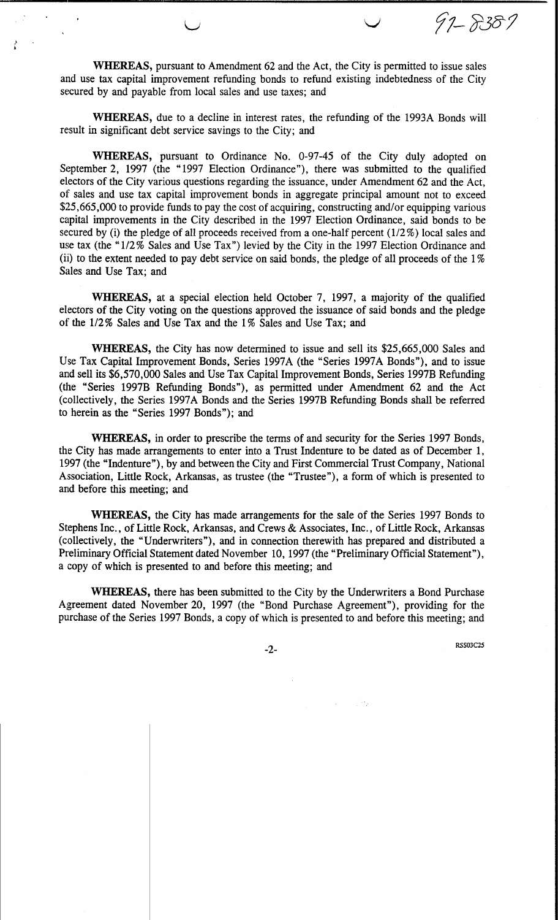97-8387

**WHEREAS,** pursuant to Amendment 62 and the Act, the City is permitted to issue sales and use tax capital improvement refunding bonds to refund existing indebtedness of the City secured by and payable from local sales and use taxes; and

**WHEREAS,** due to a decline in interest rates, the refunding of the 1993A Bonds will result in significant debt service savings to the City; and

**WHEREAS,** pursuant to Ordinance No. 0-97-45 of the City duly adopted on September 2, 1997 (the "1997 Election Ordinance"), there was submitted to the qualified electors of the City various questions regarding the issuance, under Amendment 62 and the Act, of sales and use tax capital improvement bonds in aggregate principal amount not to exceed $25,665,000 to provide funds to pay the cost of acquiring, constructing and/or equipping various capital improvements in the City described in the 1997 Election Ordinance, said bonds to be secured by (i) the pledge of all proceeds received from a one-half percent (1/2%) local sales and use tax (the "1/2% Sales and Use Tax") levied by the City in the 1997 Election Ordinance and (ii) to the extent needed to pay debt service on said bonds, the pledge of all proceeds of the 1% Sales and Use Tax; and

**WHEREAS,** at a special election held October 7, 1997, a majority of the qualified electors of the City voting on the questions approved the issuance of said bonds and the pledge of the 1/2% Sales and Use Tax and the 1% Sales and Use Tax; and

**WHEREAS,** the City has now determined to issue and sell its $25,665,000 Sales and Use Tax Capital Improvement Bonds, Series 1997A (the "Series 1997A Bonds"), and to issue and sell its $6,570,000 Sales and Use Tax Capital Improvement Bonds, Series 1997B Refunding (the "Series 1997B Refunding Bonds"), as permitted under Amendment 62 and the Act (collectively, the Series 1997A Bonds and the Series 1997B Refunding Bonds shall be referred to herein as the "Series 1997 Bonds"); and

**WHEREAS,** in order to prescribe the terms of and security for the Series 1997 Bonds, the City has made arrangements to enter into a Trust Indenture to be dated as of December 1, 1997 (the "Indenture"), by and between the City and First Commercial Trust Company, National Association, Little Rock, Arkansas, as trustee (the "Trustee"), a form of which is presented to and before this meeting; and

**WHEREAS,** the City has made arrangements for the sale of the Series 1997 Bonds to Stephens Inc., of Little Rock, Arkansas, and Crews & Associates, Inc., of Little Rock, Arkansas (collectively, the "Underwriters"), and in connection therewith has prepared and distributed a Preliminary Official Statement dated November 10, 1997 (the "Preliminary Official Statement"), a copy of which is presented to and before this meeting; and

**WHEREAS,** there has been submitted to the City by the Underwriters a Bond Purchase Agreement dated November 20, 1997 (the "Bond Purchase Agreement"), providing for the purchase of the Series 1997 Bonds, a copy of which is presented to and before this meeting; and

RSS03C25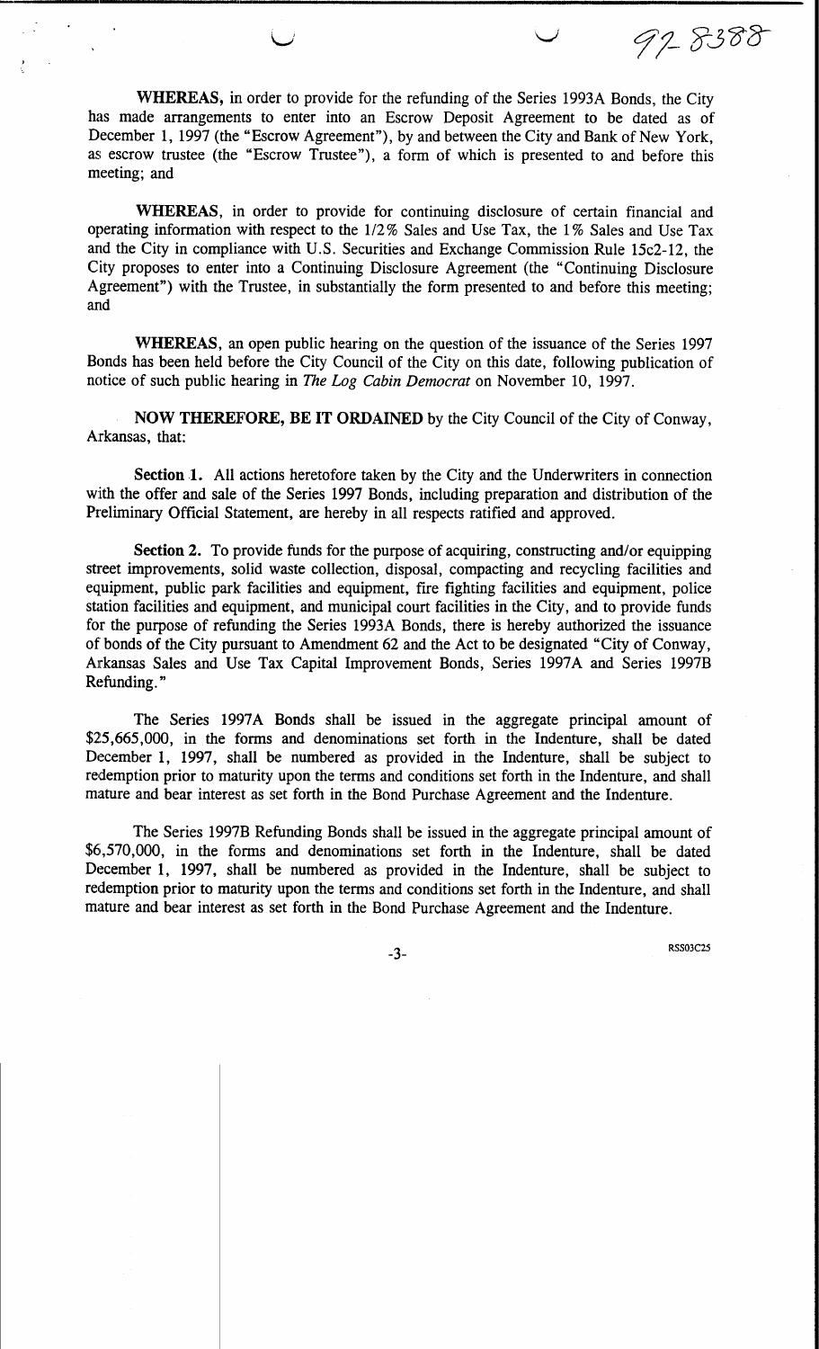WHEREAS, in order to provide for the refunding of the Series 1993A Bonds, the City has made arrangements to enter into an Escrow Deposit Agreement to be dated as of December 1, 1997 (the "Escrow Agreement"), by and between the City and Bank of New York, as escrow trustee (the "Escrow Trustee"), a form of which is presented to and before this meeting; and

WHEREAS, in order to provide for continuing disclosure of certain financial and operating information with respect to the 1/2% Sales and Use Tax, the 1% Sales and Use Tax and the City in compliance with U.S. Securities and Exchange Commission Rule 15c2-12, the City proposes to enter into a Continuing Disclosure Agreement (the "Continuing Disclosure Agreement") with the Trustee, in substantially the form presented to and before this meeting; and

WHEREAS, an open public hearing on the question of the issuance of the Series 1997 Bonds has been held before the City Council of the City on this date, following publication of notice of such public hearing in *The Log Cabin Democrat* on November 10, 1997.

**NOW THEREFORE, BE IT ORDAINED** by the City Council of the City of Conway, Arkansas, that:

**Section 1.** All actions heretofore taken by the City and the Underwriters in connection with the offer and sale of the Series 1997 Bonds, including preparation and distribution of the Preliminary Official Statement, are hereby in all respects ratified and approved.

**Section 2.** To provide funds for the purpose of acquiring, constructing and/or equipping street improvements, solid waste collection, disposal, compacting and recycling facilities and equipment, public park facilities and equipment, fire fighting facilities and equipment, police station facilities and equipment, and municipal court facilities in the City, and to provide funds for the purpose of refunding the Series 1993A Bonds, there is hereby authorized the issuance of bonds of the City pursuant to Amendment 62 and the Act to be designated "City of Conway, Arkansas Sales and Use Tax Capital Improvement Bonds, Series 1997A and Series 1997B Refunding."

The Series 1997A Bonds shall be issued in the aggregate principal amount of $25,665,000, in the forms and denominations set forth in the Indenture, shall be dated December 1, 1997, shall be numbered as provided in the Indenture, shall be subject to redemption prior to maturity upon the terms and conditions set forth in the Indenture, and shall mature and bear interest as set forth in the Bond Purchase Agreement and the Indenture.

The Series 1997B Refunding Bonds shall be issued in the aggregate principal amount of $6,570,000, in the forms and denominations set forth in the Indenture, shall be dated December 1, 1997, shall be numbered as provided in the Indenture, shall be subject to redemption prior to maturity upon the terms and conditions set forth in the Indenture, and shall mature and bear interest as set forth in the Bond Purchase Agreement and the Indenture.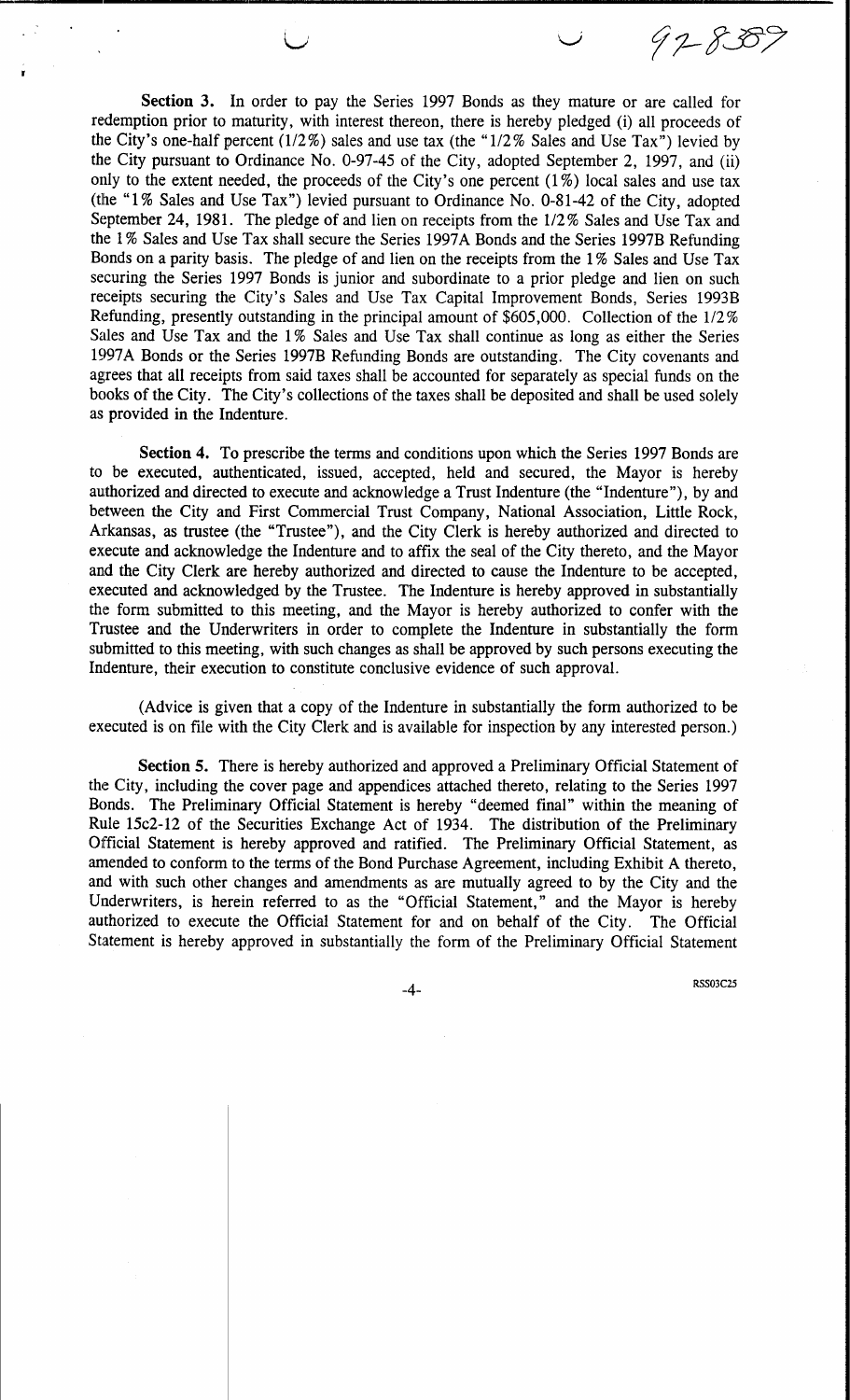**Section 3.** In order to pay the Series 1997 Bonds as they mature or are called for redemption prior to maturity, with interest thereon, there is hereby pledged (i) all proceeds of the City's one-half percent (1/2%) sales and use tax (the "1/2% Sales and Use Tax") levied by the City pursuant to Ordinance No. 0-97-45 of the City, adopted September 2, 1997, and (ii) only to the extent needed, the proceeds of the City's one percent (1%) local sales and use tax (the "1% Sales and Use Tax") levied pursuant to Ordinance No. 0-81-42 of the City, adopted September 24, 1981. The pledge of and lien on receipts from the 1/2% Sales and Use Tax and the 1% Sales and Use Tax shall secure the Series 1997A Bonds and the Series 1997B Refunding Bonds on a parity basis. The pledge of and lien on the receipts from the 1% Sales and Use Tax securing the Series 1997 Bonds is junior and subordinate to a prior pledge and lien on such receipts securing the City's Sales and Use Tax Capital Improvement Bonds, Series 1993B Refunding, presently outstanding in the principal amount of $605,000. Collection of the 1/2% Sales and Use Tax and the 1% Sales and Use Tax shall continue as long as either the Series 1997A Bonds or the Series 1997B Refunding Bonds are outstanding. The City covenants and agrees that all receipts from said taxes shall be accounted for separately as special funds on the books of the City. The City's collections of the taxes shall be deposited and shall be used solely as provided in the Indenture.

**Section 4.** To prescribe the terms and conditions upon which the Series 1997 Bonds are to be executed, authenticated, issued, accepted, held and secured, the Mayor is hereby authorized and directed to execute and acknowledge a Trust Indenture (the "Indenture"), by and between the City and First Commercial Trust Company, National Association, Little Rock, Arkansas, as trustee (the "Trustee"), and the City Clerk is hereby authorized and directed to execute and acknowledge the Indenture and to affix the seal of the City thereto, and the Mayor and the City Clerk are hereby authorized and directed to cause the Indenture to be accepted, executed and acknowledged by the Trustee. The Indenture is hereby approved in substantially the form submitted to this meeting, and the Mayor is hereby authorized to confer with the Trustee and the Underwriters in order to complete the Indenture in substantially the form submitted to this meeting, with such changes as shall be approved by such persons executing the Indenture, their execution to constitute conclusive evidence of such approval.

(Advice is given that a copy of the Indenture in substantially the form authorized to be executed is on file with the City Clerk and is available for inspection by any interested person.)

**Section 5.** There is hereby authorized and approved a Preliminary Official Statement of the City, including the cover page and appendices attached thereto, relating to the Series 1997 Bonds. The Preliminary Official Statement is hereby "deemed final" within the meaning of Rule 15c2-12 of the Securities Exchange Act of 1934. The distribution of the Preliminary Official Statement is hereby approved and ratified. The Preliminary Official Statement, as amended to conform to the terms of the Bond Purchase Agreement, including Exhibit A thereto, and with such other changes and amendments as are mutually agreed to by the City and the Underwriters, is herein referred to as the "Official Statement," and the Mayor is hereby authorized to execute the Official Statement for and on behalf of the City. The Official Statement is hereby approved in substantially the form of the Preliminary Official Statement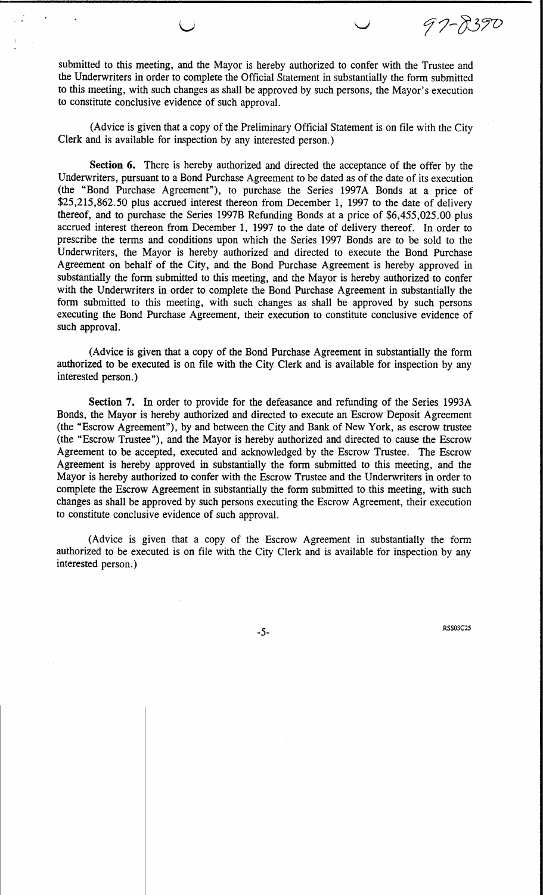submitted to this meeting, and the Mayor is hereby authorized to confer with the Trustee and the Underwriters in order to complete the Official Statement in substantially the form submitted to this meeting, with such changes as shall be approved by such persons, the Mayor's execution to constitute conclusive evidence of such approval.

(Advice is given that a copy of the Preliminary Official Statement is on file with the City Clerk and is available for inspection by any interested person.)

**Section 6.** There is hereby authorized and directed the acceptance of the offer by the Underwriters, pursuant to a Bond Purchase Agreement to be dated as of the date of its execution (the "Bond Purchase Agreement"), to purchase the Series 1997A Bonds at a price of $25,215,862.50 plus accrued interest thereon from December 1, 1997 to the date of delivery thereof, and to purchase the Series 1997B Refunding Bonds at a price of $6,455,025.00 plus accrued interest thereon from December 1, 1997 to the date of delivery thereof. In order to prescribe the terms and conditions upon which the Series 1997 Bonds are to be sold to the Underwriters, the Mayor is hereby authorized and directed to execute the Bond Purchase Agreement on behalf of the City, and the Bond Purchase Agreement is hereby approved in substantially the form submitted to this meeting, and the Mayor is hereby authorized to confer with the Underwriters in order to complete the Bond Purchase Agreement in substantially the form submitted to this meeting, with such changes as shall be approved by such persons executing the Bond Purchase Agreement, their execution to constitute conclusive evidence of such approval.

(Advice is given that a copy of the Bond Purchase Agreement in substantially the form authorized to be executed is on file with the City Clerk and is available for inspection by any interested person.)

**Section 7.** In order to provide for the defeasance and refunding of the Series 1993A Bonds, the Mayor is hereby authorized and directed to execute an Escrow Deposit Agreement (the "Escrow Agreement"), by and between the City and Bank of New York, as escrow trustee (the "Escrow Trustee"), and the Mayor is hereby authorized and directed to cause the Escrow Agreement to be accepted, executed and acknowledged by the Escrow Trustee. The Escrow Agreement is hereby approved in substantially the form submitted to this meeting, and the Mayor is hereby authorized to confer with the Escrow Trustee and the Underwriters in order to complete the Escrow Agreement in substantially the form submitted to this meeting, with such changes as shall be approved by such persons executing the Escrow Agreement, their execution to constitute conclusive evidence of such approval.

(Advice is given that a copy of the Escrow Agreement in substantially the form authorized to be executed is on file with the City Clerk and is available for inspection by any interested person.)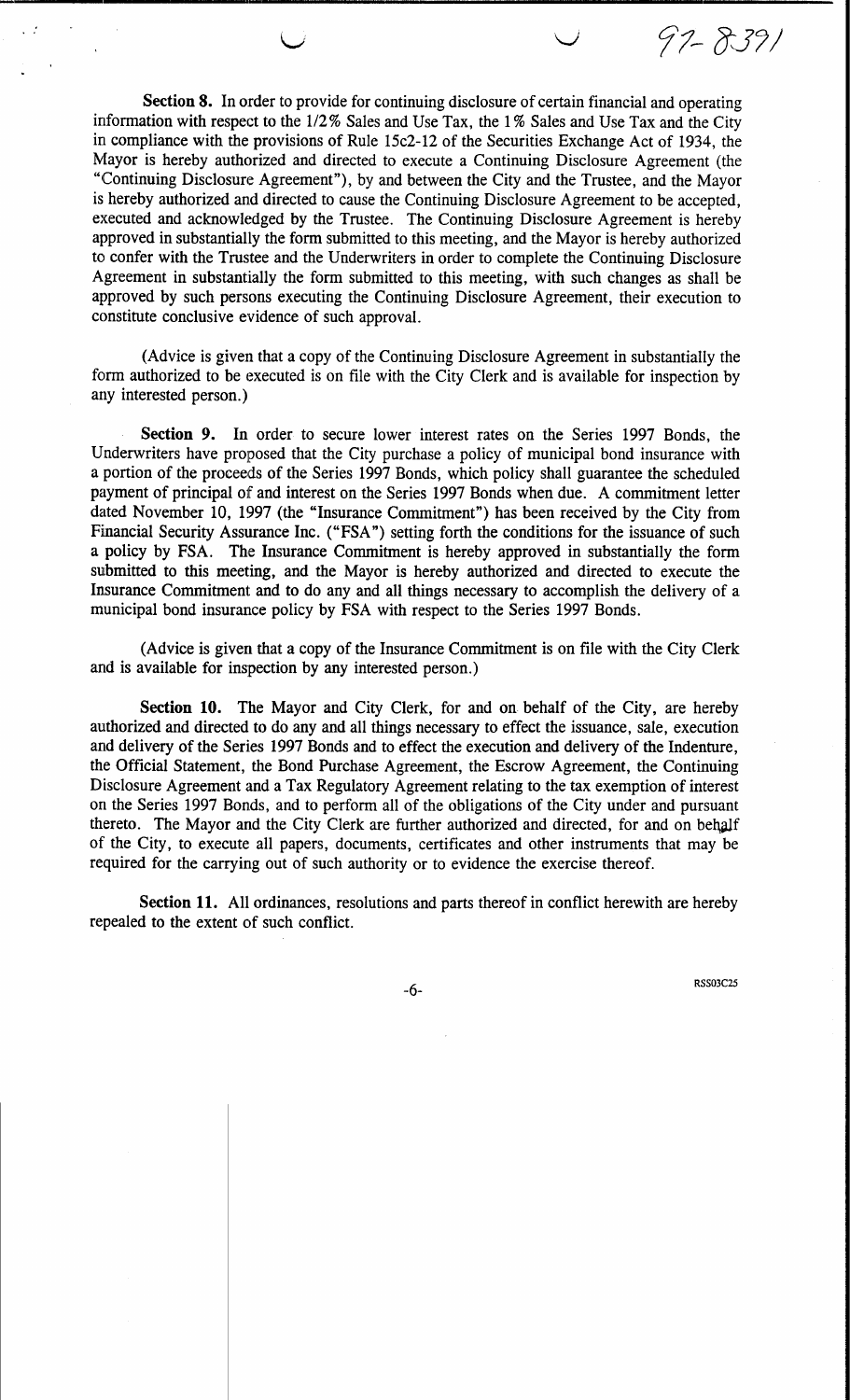97-8391

**Section 8.** In order to provide for continuing disclosure of certain financial and operating information with respect to the 1/2% Sales and Use Tax, the 1% Sales and Use Tax and the City in compliance with the provisions of Rule 15c2-12 of the Securities Exchange Act of 1934, the Mayor is hereby authorized and directed to execute a Continuing Disclosure Agreement (the "Continuing Disclosure Agreement"), by and between the City and the Trustee, and the Mayor is hereby authorized and directed to cause the Continuing Disclosure Agreement to be accepted, executed and acknowledged by the Trustee. The Continuing Disclosure Agreement is hereby approved in substantially the form submitted to this meeting, and the Mayor is hereby authorized to confer with the Trustee and the Underwriters in order to complete the Continuing Disclosure Agreement in substantially the form submitted to this meeting, with such changes as shall be approved by such persons executing the Continuing Disclosure Agreement, their execution to constitute conclusive evidence of such approval.

(Advice is given that a copy of the Continuing Disclosure Agreement in substantially the form authorized to be executed is on file with the City Clerk and is available for inspection by any interested person.)

**Section 9.** In order to secure lower interest rates on the Series 1997 Bonds, the Underwriters have proposed that the City purchase a policy of municipal bond insurance with a portion of the proceeds of the Series 1997 Bonds, which policy shall guarantee the scheduled payment of principal of and interest on the Series 1997 Bonds when due. A commitment letter dated November 10, 1997 (the "Insurance Commitment") has been received by the City from Financial Security Assurance Inc. ("FSA") setting forth the conditions for the issuance of such a policy by FSA. The Insurance Commitment is hereby approved in substantially the form submitted to this meeting, and the Mayor is hereby authorized and directed to execute the Insurance Commitment and to do any and all things necessary to accomplish the delivery of a municipal bond insurance policy by FSA with respect to the Series 1997 Bonds.

(Advice is given that a copy of the Insurance Commitment is on file with the City Clerk and is available for inspection by any interested person.)

**Section 10.** The Mayor and City Clerk, for and on behalf of the City, are hereby authorized and directed to do any and all things necessary to effect the issuance, sale, execution and delivery of the Series 1997 Bonds and to effect the execution and delivery of the Indenture, the Official Statement, the Bond Purchase Agreement, the Escrow Agreement, the Continuing Disclosure Agreement and a Tax Regulatory Agreement relating to the tax exemption of interest on the Series 1997 Bonds, and to perform all of the obligations of the City under and pursuant thereto. The Mayor and the City Clerk are further authorized and directed, for and on behalf of the City, to execute all papers, documents, certificates and other instruments that may be required for the carrying out of such authority or to evidence the exercise thereof.

**Section 11.** All ordinances, resolutions and parts thereof in conflict herewith are hereby repealed to the extent of such conflict.

RSS03C25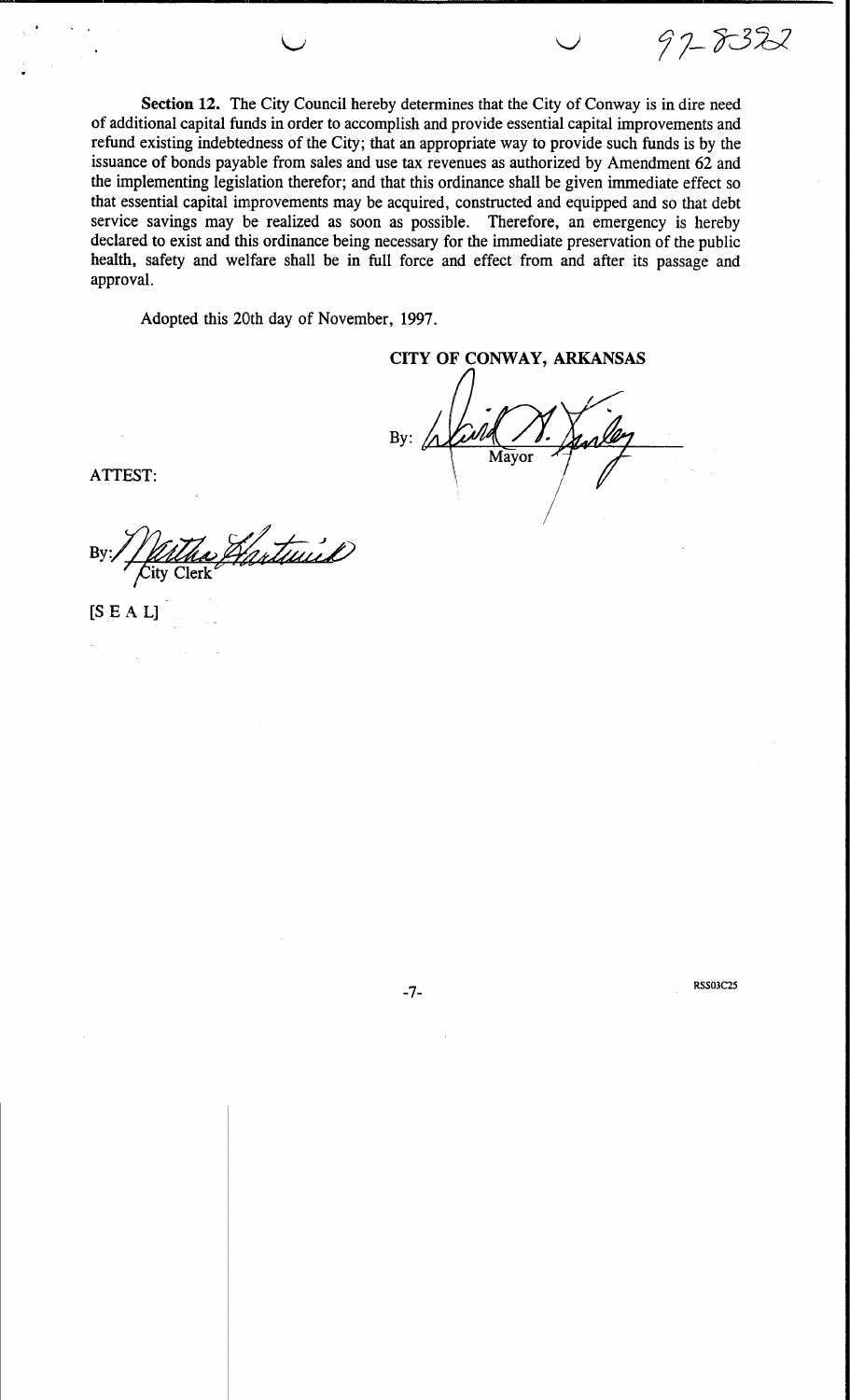97-8322

**Section 12.** The City Council hereby determines that the City of Conway is in dire need of additional capital funds in order to accomplish and provide essential capital improvements and refund existing indebtedness of the City; that an appropriate way to provide such funds is by the issuance of bonds payable from sales and use tax revenues as authorized by Amendment 62 and the implementing legislation therefor; and that this ordinance shall be given immediate effect so that essential capital improvements may be acquired, constructed and equipped and so that debt service savings may be realized as soon as possible. Therefore, an emergency is hereby declared to exist and this ordinance being necessary for the immediate preservation of the public health, safety and welfare shall be in full force and effect from and after its passage and approval.

Adopted this 20th day of November, 1997.

**CITY OF CONWAY, ARKANSAS**

By: _______________
Mayor

ATTEST:

By: _______________
City Clerk

[S E A L]

RSS03C25